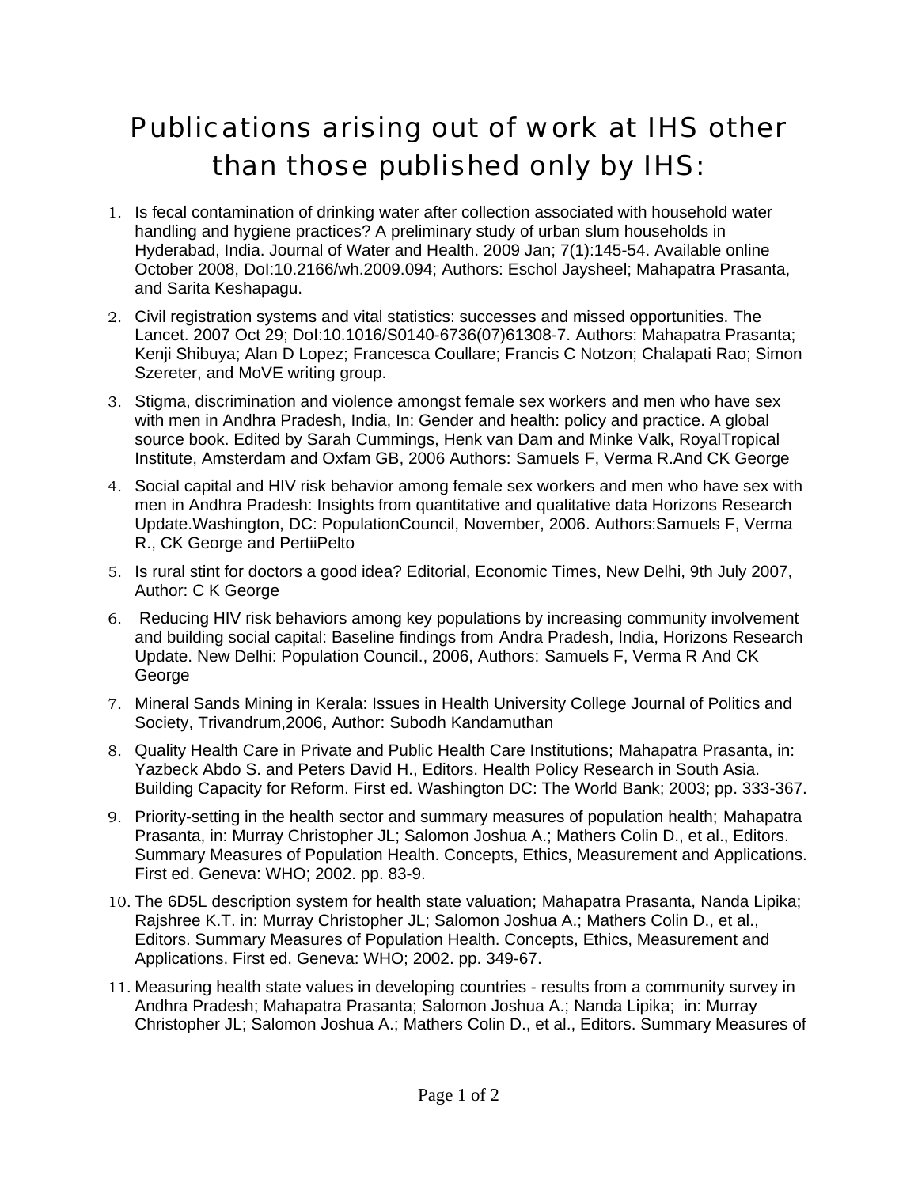# Publications arising out of work at IHS other than those published only by IHS:

1. Is fecal contamination of drinking water after collection associated with household water handling and hygiene practices? A preliminary study of urban slum households in Hyderabad, India. Journal of Water and Health. 2009 Jan; 7(1):145-54. Available online October 2008, DoI:10.2166/wh.2009.094; Authors: Eschol Jaysheel; Mahapatra Prasanta, and Sarita Keshapagu.

2. Civil registration systems and vital statistics: successes and missed opportunities. The Lancet. 2007 Oct 29; DoI:10.1016/S0140-6736(07)61308-7. Authors: Mahapatra Prasanta; Kenji Shibuya; Alan D Lopez; Francesca Coullare; Francis C Notzon; Chalapati Rao; Simon Szereter, and MoVE writing group.

3. Stigma, discrimination and violence amongst female sex workers and men who have sex with men in Andhra Pradesh, India, In: Gender and health: policy and practice. A global source book. Edited by Sarah Cummings, Henk van Dam and Minke Valk, RoyalTropical Institute, Amsterdam and Oxfam GB, 2006 Authors: Samuels F, Verma R.And CK George

4. Social capital and HIV risk behavior among female sex workers and men who have sex with men in Andhra Pradesh: Insights from quantitative and qualitative data Horizons Research Update.Washington, DC: PopulationCouncil, November, 2006. Authors:Samuels F, Verma R., CK George and PertiiPelto

5. Is rural stint for doctors a good idea? Editorial, Economic Times, New Delhi, 9th July 2007, Author: C K George

6. Reducing HIV risk behaviors among key populations by increasing community involvement and building social capital: Baseline findings from Andra Pradesh, India, Horizons Research Update. New Delhi: Population Council., 2006, Authors: Samuels F, Verma R And CK George

7. Mineral Sands Mining in Kerala: Issues in Health University College Journal of Politics and Society, Trivandrum,2006, Author: Subodh Kandamuthan

8. Quality Health Care in Private and Public Health Care Institutions; Mahapatra Prasanta, in: Yazbeck Abdo S. and Peters David H., Editors. Health Policy Research in South Asia. Building Capacity for Reform. First ed. Washington DC: The World Bank; 2003; pp. 333-367.

9. Priority-setting in the health sector and summary measures of population health; Mahapatra Prasanta, in: Murray Christopher JL; Salomon Joshua A.; Mathers Colin D., et al., Editors. Summary Measures of Population Health. Concepts, Ethics, Measurement and Applications. First ed. Geneva: WHO; 2002. pp. 83-9.

10. The 6D5L description system for health state valuation; Mahapatra Prasanta, Nanda Lipika; Rajshree K.T. in: Murray Christopher JL; Salomon Joshua A.; Mathers Colin D., et al., Editors. Summary Measures of Population Health. Concepts, Ethics, Measurement and Applications. First ed. Geneva: WHO; 2002. pp. 349-67.

11. Measuring health state values in developing countries - results from a community survey in Andhra Pradesh; Mahapatra Prasanta; Salomon Joshua A.; Nanda Lipika; in: Murray Christopher JL; Salomon Joshua A.; Mathers Colin D., et al., Editors. Summary Measures of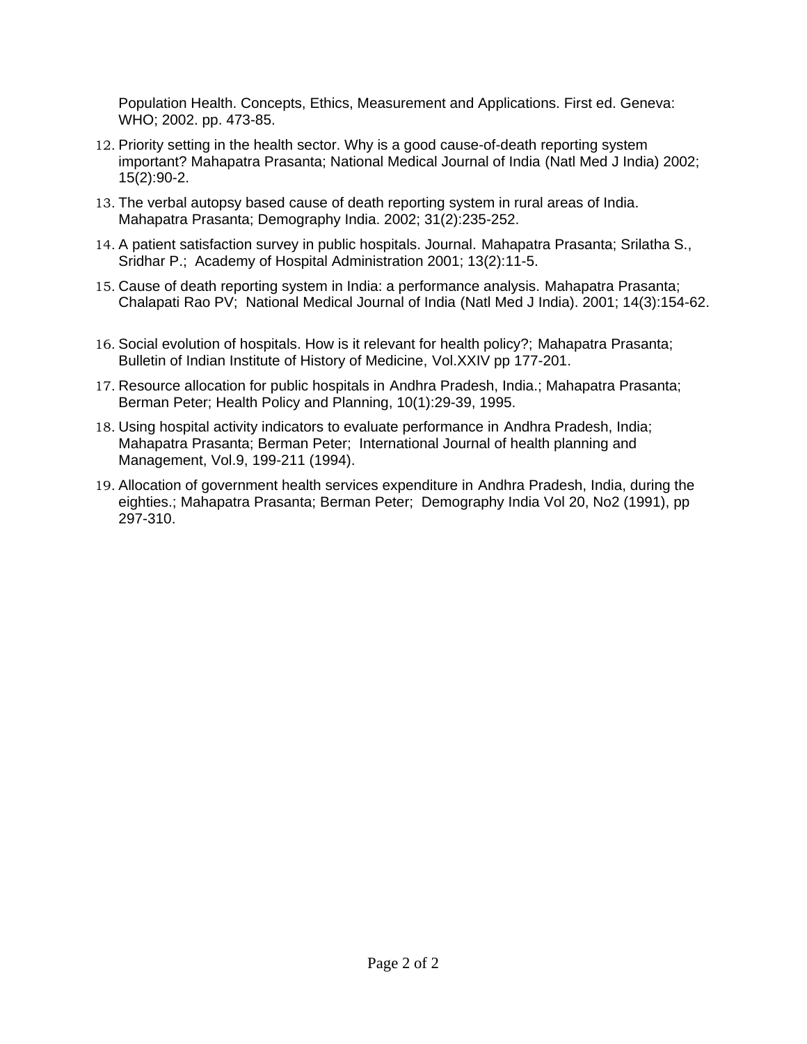Population Health. Concepts, Ethics, Measurement and Applications. First ed. Geneva: WHO; 2002. pp. 473-85.

12. Priority setting in the health sector. Why is a good cause-of-death reporting system important? Mahapatra Prasanta; National Medical Journal of India (Natl Med J India) 2002; 15(2):90-2.
13. The verbal autopsy based cause of death reporting system in rural areas of India. Mahapatra Prasanta; Demography India. 2002; 31(2):235-252.
14. A patient satisfaction survey in public hospitals. Journal. Mahapatra Prasanta; Srilatha S., Sridhar P.; Academy of Hospital Administration 2001; 13(2):11-5.
15. Cause of death reporting system in India: a performance analysis. Mahapatra Prasanta; Chalapati Rao PV; National Medical Journal of India (Natl Med J India). 2001; 14(3):154-62.
16. Social evolution of hospitals. How is it relevant for health policy?; Mahapatra Prasanta; Bulletin of Indian Institute of History of Medicine, Vol.XXIV pp 177-201.
17. Resource allocation for public hospitals in Andhra Pradesh, India.; Mahapatra Prasanta; Berman Peter; Health Policy and Planning, 10(1):29-39, 1995.
18. Using hospital activity indicators to evaluate performance in Andhra Pradesh, India; Mahapatra Prasanta; Berman Peter; International Journal of health planning and Management, Vol.9, 199-211 (1994).
19. Allocation of government health services expenditure in Andhra Pradesh, India, during the eighties.; Mahapatra Prasanta; Berman Peter; Demography India Vol 20, No2 (1991), pp 297-310.